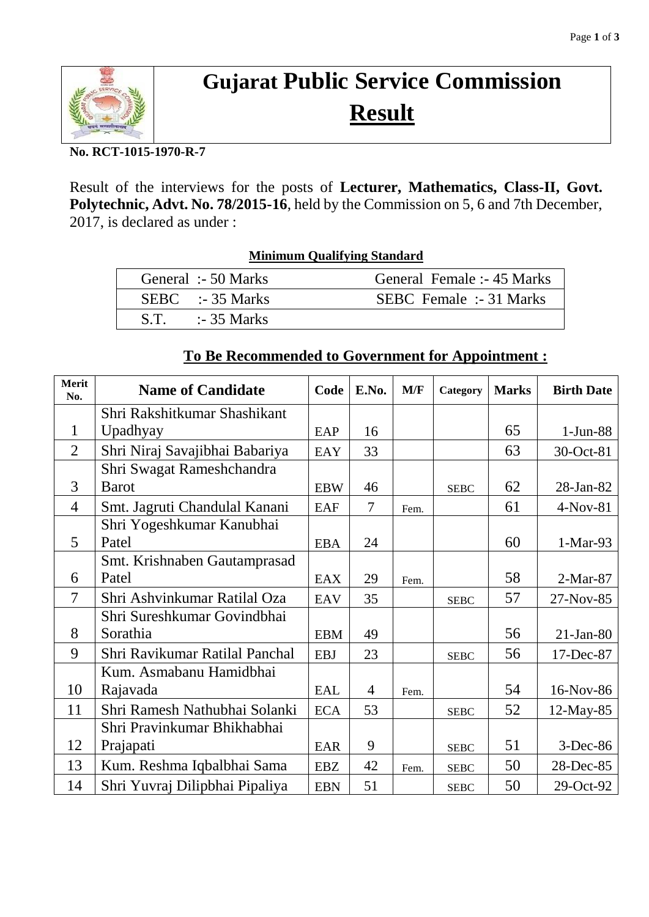# Gujarat Public Service Commission

## Result

**No. RCT-1015-1970-R-7**

Result of the interviews for the posts of **Lecturer, Mathematics, Class-II, Govt. Polytechnic, Advt. No. 78/2015-16**, held by the Commission on 5, 6 and 7th December, 2017, is declared as under :

**Minimum Qualifying Standard**

| | |
|---|---|
| General :- 50 Marks | General Female :- 45 Marks |
| SEBC :- 35 Marks | SEBC Female :- 31 Marks |
| S.T. :- 35 Marks | |

**To Be Recommended to Government for Appointment :**

| Merit No. | Name of Candidate | Code | E.No. | M/F | Category | Marks | Birth Date |
|---|---|---|---|---|---|---|---|
| 1 | Shri Rakshitkumar Shashikant Upadhyay | EAP | 16 | | | 65 | 1-Jun-88 |
| 2 | Shri Niraj Savajibhai Babariya | EAY | 33 | | | 63 | 30-Oct-81 |
| 3 | Shri Swagat Rameshchandra Barot | EBW | 46 | | SEBC | 62 | 28-Jan-82 |
| 4 | Smt. Jagruti Chandulal Kanani | EAF | 7 | Fem. | | 61 | 4-Nov-81 |
| 5 | Shri Yogeshkumar Kanubhai Patel | EBA | 24 | | | 60 | 1-Mar-93 |
| 6 | Smt. Krishnaben Gautamprasad Patel | EAX | 29 | Fem. | | 58 | 2-Mar-87 |
| 7 | Shri Ashvinkumar Ratilal Oza | EAV | 35 | | SEBC | 57 | 27-Nov-85 |
| 8 | Shri Sureshkumar Govindbhai Sorathia | EBM | 49 | | | 56 | 21-Jan-80 |
| 9 | Shri Ravikumar Ratilal Panchal | EBJ | 23 | | SEBC | 56 | 17-Dec-87 |
| 10 | Kum. Asmabanu Hamidbhai Rajavada | EAL | 4 | Fem. | | 54 | 16-Nov-86 |
| 11 | Shri Ramesh Nathubhai Solanki | ECA | 53 | | SEBC | 52 | 12-May-85 |
| 12 | Shri Pravinkumar Bhikhabhai Prajapati | EAR | 9 | | SEBC | 51 | 3-Dec-86 |
| 13 | Kum. Reshma Iqbalbhai Sama | EBZ | 42 | Fem. | SEBC | 50 | 28-Dec-85 |
| 14 | Shri Yuvraj Dilipbhai Pipaliya | EBN | 51 | | SEBC | 50 | 29-Oct-92 |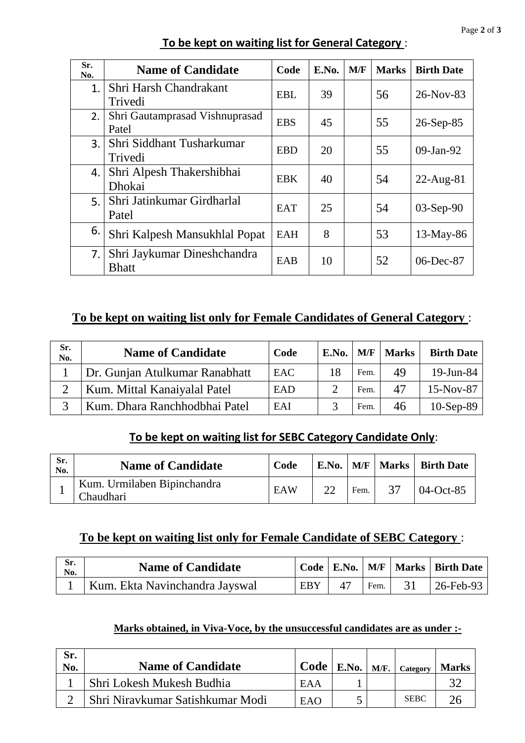**<u>To be kept on waiting list for General Category</u>** :

| Sr. No. | Name of Candidate | Code | E.No. | M/F | Marks | Birth Date |
|---|---|---|---|---|---|---|
| 1. | Shri Harsh Chandrakant Trivedi | EBL | 39 | | 56 | 26-Nov-83 |
| 2. | Shri Gautamprasad Vishnuprasad Patel | EBS | 45 | | 55 | 26-Sep-85 |
| 3. | Shri Siddhant Tusharkumar Trivedi | EBD | 20 | | 55 | 09-Jan-92 |
| 4. | Shri Alpesh Thakershibhai Dhokai | EBK | 40 | | 54 | 22-Aug-81 |
| 5. | Shri Jatinkumar Girdharlal Patel | EAT | 25 | | 54 | 03-Sep-90 |
| 6. | Shri Kalpesh Mansukhlal Popat | EAH | 8 | | 53 | 13-May-86 |
| 7. | Shri Jaykumar Dineshchandra Bhatt | EAB | 10 | | 52 | 06-Dec-87 |

**<u>To be kept on waiting list only for Female Candidates of General Category</u>** :

| Sr. No. | Name of Candidate | Code | E.No. | M/F | Marks | Birth Date |
|---|---|---|---|---|---|---|
| 1 | Dr. Gunjan Atulkumar Ranabhatt | EAC | 18 | Fem. | 49 | 19-Jun-84 |
| 2 | Kum. Mittal Kanaiyalal Patel | EAD | 2 | Fem. | 47 | 15-Nov-87 |
| 3 | Kum. Dhara Ranchhodbhai Patel | EAI | 3 | Fem. | 46 | 10-Sep-89 |

**<u>To be kept on waiting list for SEBC Category Candidate Only</u>**:

| Sr. No. | Name of Candidate | Code | E.No. | M/F | Marks | Birth Date |
|---|---|---|---|---|---|---|
| 1 | Kum. Urmilaben Bipinchandra Chaudhari | EAW | 22 | Fem. | 37 | 04-Oct-85 |

**<u>To be kept on waiting list only for Female Candidate of SEBC Category</u>** :

| Sr. No. | Name of Candidate | Code | E.No. | M/F | Marks | Birth Date |
|---|---|---|---|---|---|---|
| 1 | Kum. Ekta Navinchandra Jayswal | EBY | 47 | Fem. | 31 | 26-Feb-93 |

**<u>Marks obtained, in Viva-Voce, by the unsuccessful candidates are as under :-</u>**

| Sr. No. | Name of Candidate | Code | E.No. | M/F. | Category | Marks |
|---|---|---|---|---|---|---|
| 1 | Shri Lokesh Mukesh Budhia | EAA | 1 | | | 32 |
| 2 | Shri Niravkumar Satishkumar Modi | EAO | 5 | | SEBC | 26 |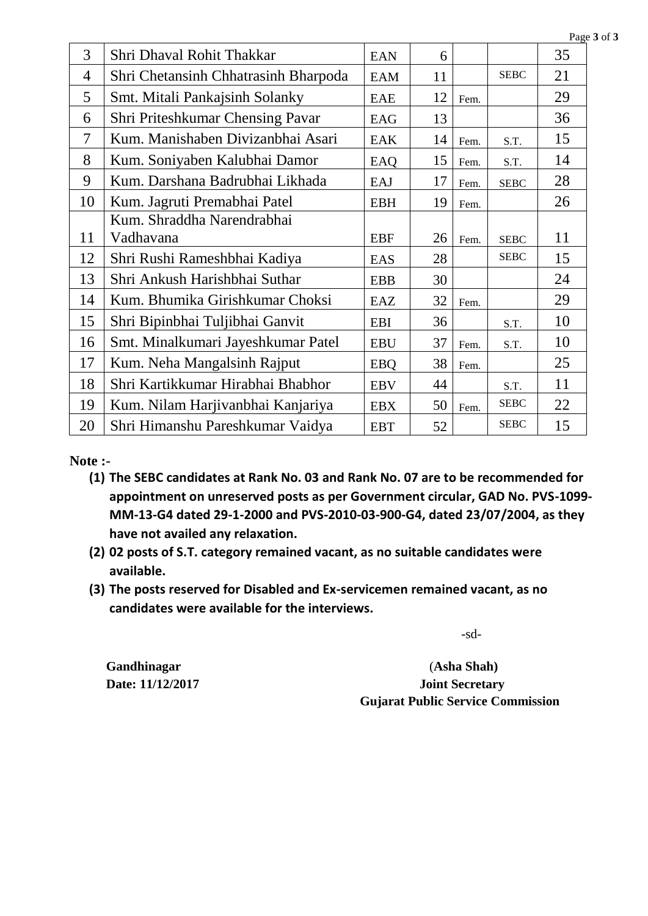| | | | | | | |
|---|---|---|---|---|---|---|
| 3 | Shri Dhaval Rohit Thakkar | EAN | 6 | | | 35 |
| 4 | Shri Chetansinh Chhatrasinh Bharpoda | EAM | 11 | | SEBC | 21 |
| 5 | Smt. Mitali Pankajsinh Solanky | EAE | 12 | Fem. | | 29 |
| 6 | Shri Priteshkumar Chensing Pavar | EAG | 13 | | | 36 |
| 7 | Kum. Manishaben Divizanbhai Asari | EAK | 14 | Fem. | S.T. | 15 |
| 8 | Kum. Soniyaben Kalubhai Damor | EAQ | 15 | Fem. | S.T. | 14 |
| 9 | Kum. Darshana Badrubhai Likhada | EAJ | 17 | Fem. | SEBC | 28 |
| 10 | Kum. Jagruti Premabhai Patel | EBH | 19 | Fem. | | 26 |
| 11 | Kum. Shraddha Narendrabhai Vadhavana | EBF | 26 | Fem. | SEBC | 11 |
| 12 | Shri Rushi Rameshbhai Kadiya | EAS | 28 | | SEBC | 15 |
| 13 | Shri Ankush Harishbhai Suthar | EBB | 30 | | | 24 |
| 14 | Kum. Bhumika Girishkumar Choksi | EAZ | 32 | Fem. | | 29 |
| 15 | Shri Bipinbhai Tuljibhai Ganvit | EBI | 36 | | S.T. | 10 |
| 16 | Smt. Minalkumari Jayeshkumar Patel | EBU | 37 | Fem. | S.T. | 10 |
| 17 | Kum. Neha Mangalsinh Rajput | EBQ | 38 | Fem. | | 25 |
| 18 | Shri Kartikkumar Hirabhai Bhabhor | EBV | 44 | | S.T. | 11 |
| 19 | Kum. Nilam Harjivanbhai Kanjariya | EBX | 50 | Fem. | SEBC | 22 |
| 20 | Shri Himanshu Pareshkumar Vaidya | EBT | 52 | | SEBC | 15 |

**Note :-**

1. **The SEBC candidates at Rank No. 03 and Rank No. 07 are to be recommended for appointment on unreserved posts as per Government circular, GAD No. PVS-1099-MM-13-G4 dated 29-1-2000 and PVS-2010-03-900-G4, dated 23/07/2004, as they have not availed any relaxation.**
2. **02 posts of S.T. category remained vacant, as no suitable candidates were available.**
3. **The posts reserved for Disabled and Ex-servicemen remained vacant, as no candidates were available for the interviews.**

-sd-

**Gandhinagar**
**Date: 11/12/2017**

(**Asha Shah)**
**Joint Secretary**
**Gujarat Public Service Commission**